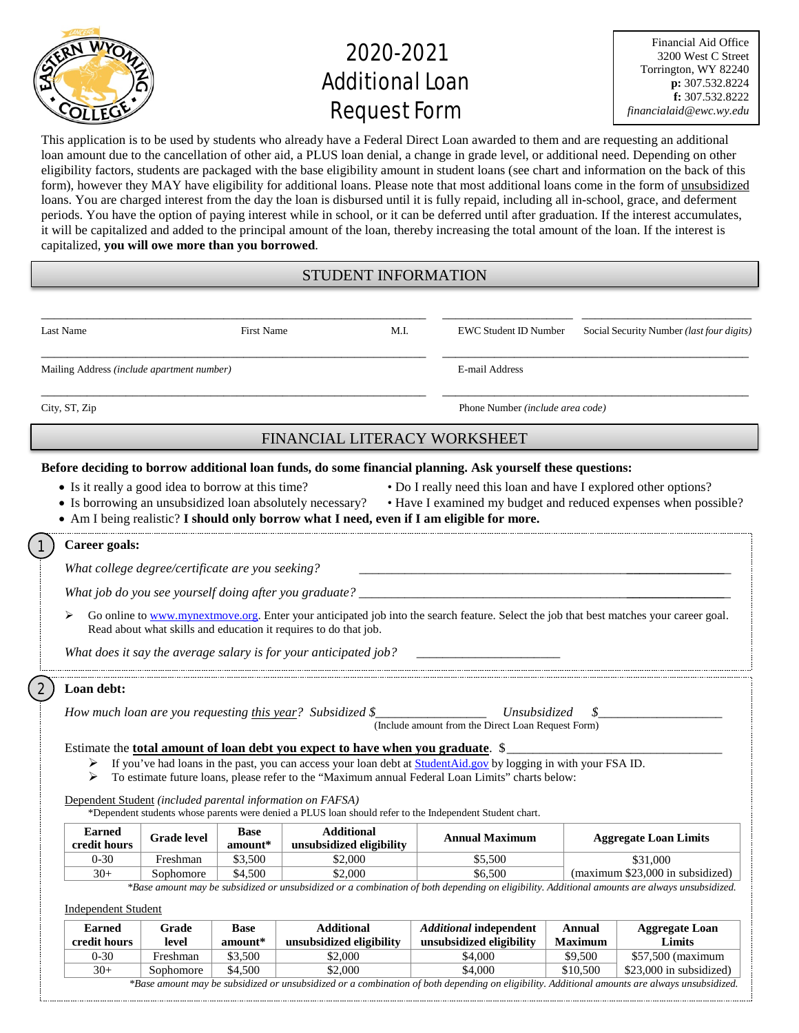# 2020-2021 Additional Loan Request Form

Financial Aid Office
3200 West C Street
Torrington, WY 82240
**p:** 307.532.8224
**f:** 307.532.8222
*financialaid@ewc.wy.edu*

This application is to be used by students who already have a Federal Direct Loan awarded to them and are requesting an additional loan amount due to the cancellation of other aid, a PLUS loan denial, a change in grade level, or additional need. Depending on other eligibility factors, students are packaged with the base eligibility amount in student loans (see chart and information on the back of this form), however they MAY have eligibility for additional loans. Please note that most additional loans come in the form of unsubsidized loans. You are charged interest from the day the loan is disbursed until it is fully repaid, including all in-school, grace, and deferment periods. You have the option of paying interest while in school, or it can be deferred until after graduation. If the interest accumulates, it will be capitalized and added to the principal amount of the loan, thereby increasing the total amount of the loan. If the interest is capitalized, **you will owe more than you borrowed**.

## STUDENT INFORMATION

Last Name ______ First Name ______ M.I. ______ EWC Student ID Number ______ Social Security Number *(last four digits)* ______

Mailing Address *(include apartment number)* ______ E-mail Address ______

City, ST, Zip ______ Phone Number *(include area code)* ______

## FINANCIAL LITERACY WORKSHEET

**Before deciding to borrow additional loan funds, do some financial planning. Ask yourself these questions:**

- Is it really a good idea to borrow at this time?
- Do I really need this loan and have I explored other options?
- Is borrowing an unsubsidized loan absolutely necessary?
- Have I examined my budget and reduced expenses when possible?
- Am I being realistic? **I should only borrow what I need, even if I am eligible for more.**

### 1 Career goals:

*What college degree/certificate are you seeking?* ______

*What job do you see yourself doing after you graduate?* ______

➢ Go online to www.mynextmove.org. Enter your anticipated job into the search feature. Select the job that best matches your career goal. Read about what skills and education it requires to do that job.

*What does it say the average salary is for your anticipated job?* ______

### 2 Loan debt:

*How much loan are you requesting this year? Subsidized* $______ *Unsubsidized* $______
(Include amount from the Direct Loan Request Form)

Estimate the **total amount of loan debt you expect to have when you graduate**. $______

➢ If you've had loans in the past, you can access your loan debt at StudentAid.gov by logging in with your FSA ID.
➢ To estimate future loans, please refer to the "Maximum annual Federal Loan Limits" charts below:

Dependent Student *(included parental information on FAFSA)*
*Dependent students whose parents were denied a PLUS loan should refer to the Independent Student chart.

| Earned credit hours | Grade level | Base amount* | Additional unsubsidized eligibility | Annual Maximum | Aggregate Loan Limits |
|---|---|---|---|---|---|
| 0-30 | Freshman | $3,500 | $2,000 | $5,500 | $31,000 |
| 30+ | Sophomore | $4,500 | $2,000 | $6,500 | (maximum $23,000 in subsidized) |

*\*Base amount may be subsidized or unsubsidized or a combination of both depending on eligibility. Additional amounts are always unsubsidized.*

Independent Student

| Earned credit hours | Grade level | Base amount* | Additional unsubsidized eligibility | *Additional* independent unsubsidized eligibility | Annual Maximum | Aggregate Loan Limits |
|---|---|---|---|---|---|---|
| 0-30 | Freshman | $3,500 | $2,000 | $4,000 | $9,500 | $57,500 (maximum |
| 30+ | Sophomore | $4,500 | $2,000 | $4,000 | $10,500 | $23,000 in subsidized) |

*\*Base amount may be subsidized or unsubsidized or a combination of both depending on eligibility. Additional amounts are always unsubsidized.*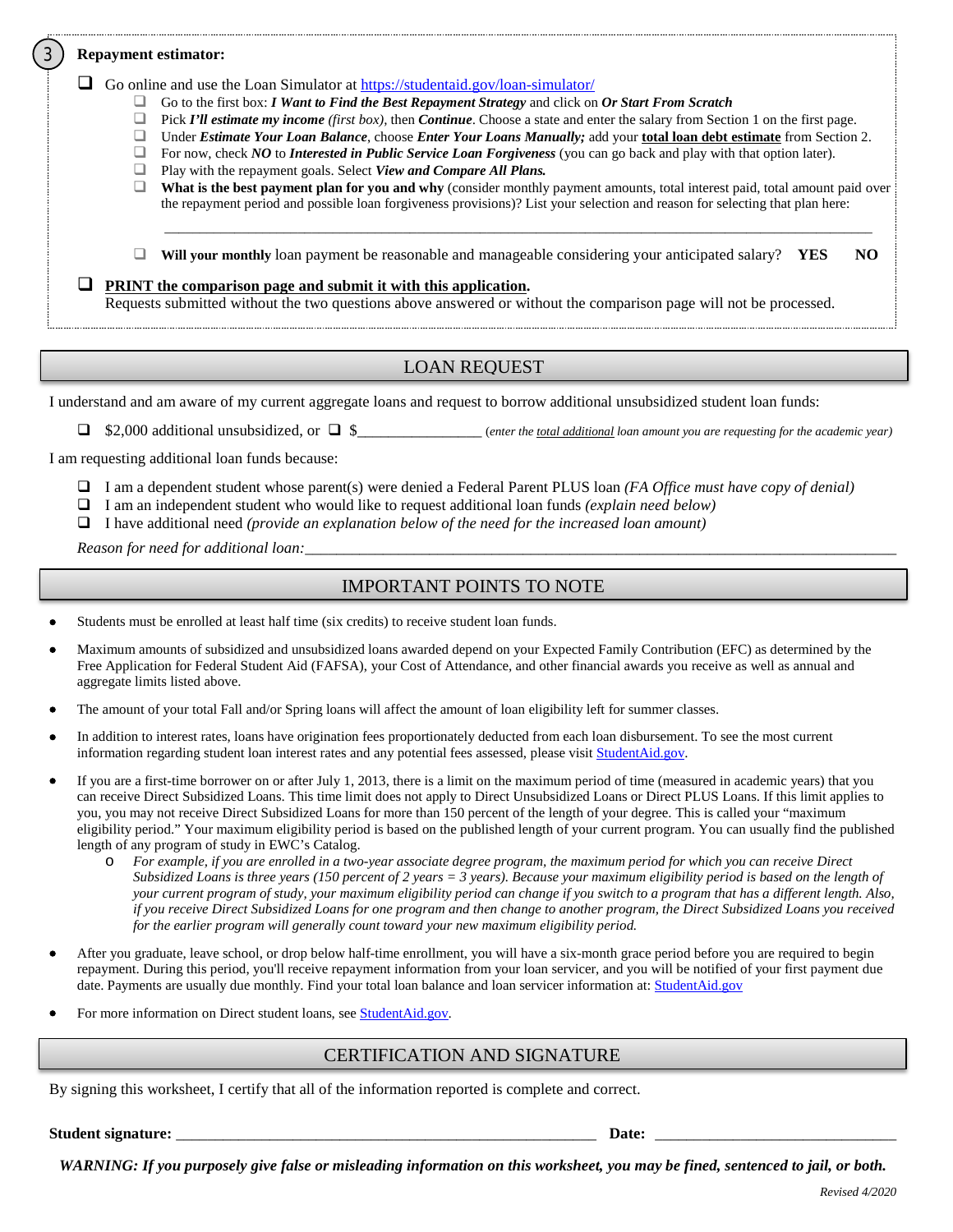3 **Repavment estimator:**

- ❑ Go online and use the Loan Simulator at https://studentaid.gov/loan-simulator/
  - ❑ Go to the first box: ***I Want to Find the Best Repayment Strategy*** and click on ***Or Start From Scratch***
  - ❑ Pick ***I'll estimate my income*** *(first box)*, then ***Continue***. Choose a state and enter the salary from Section 1 on the first page.
  - ❑ Under ***Estimate Your Loan Balance***, choose ***Enter Your Loans Manually;*** add your **total loan debt estimate** from Section 2.
  - ❑ For now, check ***NO*** to ***Interested in Public Service Loan Forgiveness*** (you can go back and play with that option later).
  - ❑ Play with the repayment goals. Select ***View and Compare All Plans.***
  - ❑ **What is the best payment plan for you and why** (consider monthly payment amounts, total interest paid, total amount paid over the repayment period and possible loan forgiveness provisions)? List your selection and reason for selecting that plan here:

    ______________________________________________________________________________

  - ❑ **Will your monthly** loan payment be reasonable and manageable considering your anticipated salary? **YES** **NO**
- ❑ **PRINT the comparison page and submit it with this application.**
  Requests submitted without the two questions above answered or without the comparison page will not be processed.

## LOAN REQUEST

I understand and am aware of my current aggregate loans and request to borrow additional unsubsidized student loan funds:

❑ $2,000 additional unsubsidized, or ❑ $_______________ *(enter the total additional loan amount you are requesting for the academic year)*

I am requesting additional loan funds because:

- ❑ I am a dependent student whose parent(s) were denied a Federal Parent PLUS loan *(FA Office must have copy of denial)*
- ❑ I am an independent student who would like to request additional loan funds *(explain need below)*
- ❑ I have additional need *(provide an explanation below of the need for the increased loan amount)*

*Reason for need for additional loan:*______________________________________________________________

## IMPORTANT POINTS TO NOTE

- Students must be enrolled at least half time (six credits) to receive student loan funds.
- Maximum amounts of subsidized and unsubsidized loans awarded depend on your Expected Family Contribution (EFC) as determined by the Free Application for Federal Student Aid (FAFSA), your Cost of Attendance, and other financial awards you receive as well as annual and aggregate limits listed above.
- The amount of your total Fall and/or Spring loans will affect the amount of loan eligibility left for summer classes.
- In addition to interest rates, loans have origination fees proportionately deducted from each loan disbursement. To see the most current information regarding student loan interest rates and any potential fees assessed, please visit StudentAid.gov.
- If you are a first-time borrower on or after July 1, 2013, there is a limit on the maximum period of time (measured in academic years) that you can receive Direct Subsidized Loans. This time limit does not apply to Direct Unsubsidized Loans or Direct PLUS Loans. If this limit applies to you, you may not receive Direct Subsidized Loans for more than 150 percent of the length of your degree. This is called your "maximum eligibility period." Your maximum eligibility period is based on the published length of your current program. You can usually find the published length of any program of study in EWC's Catalog.
  - *For example, if you are enrolled in a two-year associate degree program, the maximum period for which you can receive Direct Subsidized Loans is three years (150 percent of 2 years = 3 years). Because your maximum eligibility period is based on the length of your current program of study, your maximum eligibility period can change if you switch to a program that has a different length. Also, if you receive Direct Subsidized Loans for one program and then change to another program, the Direct Subsidized Loans you received for the earlier program will generally count toward your new maximum eligibility period.*
- After you graduate, leave school, or drop below half-time enrollment, you will have a six-month grace period before you are required to begin repayment. During this period, you'll receive repayment information from your loan servicer, and you will be notified of your first payment due date. Payments are usually due monthly. Find your total loan balance and loan servicer information at: StudentAid.gov
- For more information on Direct student loans, see StudentAid.gov.

## CERTIFICATION AND SIGNATURE

By signing this worksheet, I certify that all of the information reported is complete and correct.

**Student signature:** ____________________________________________ **Date:** ________________________

***WARNING: If you purposely give false or misleading information on this worksheet, you may be fined, sentenced to jail, or both.***

*Revised 4/2020*